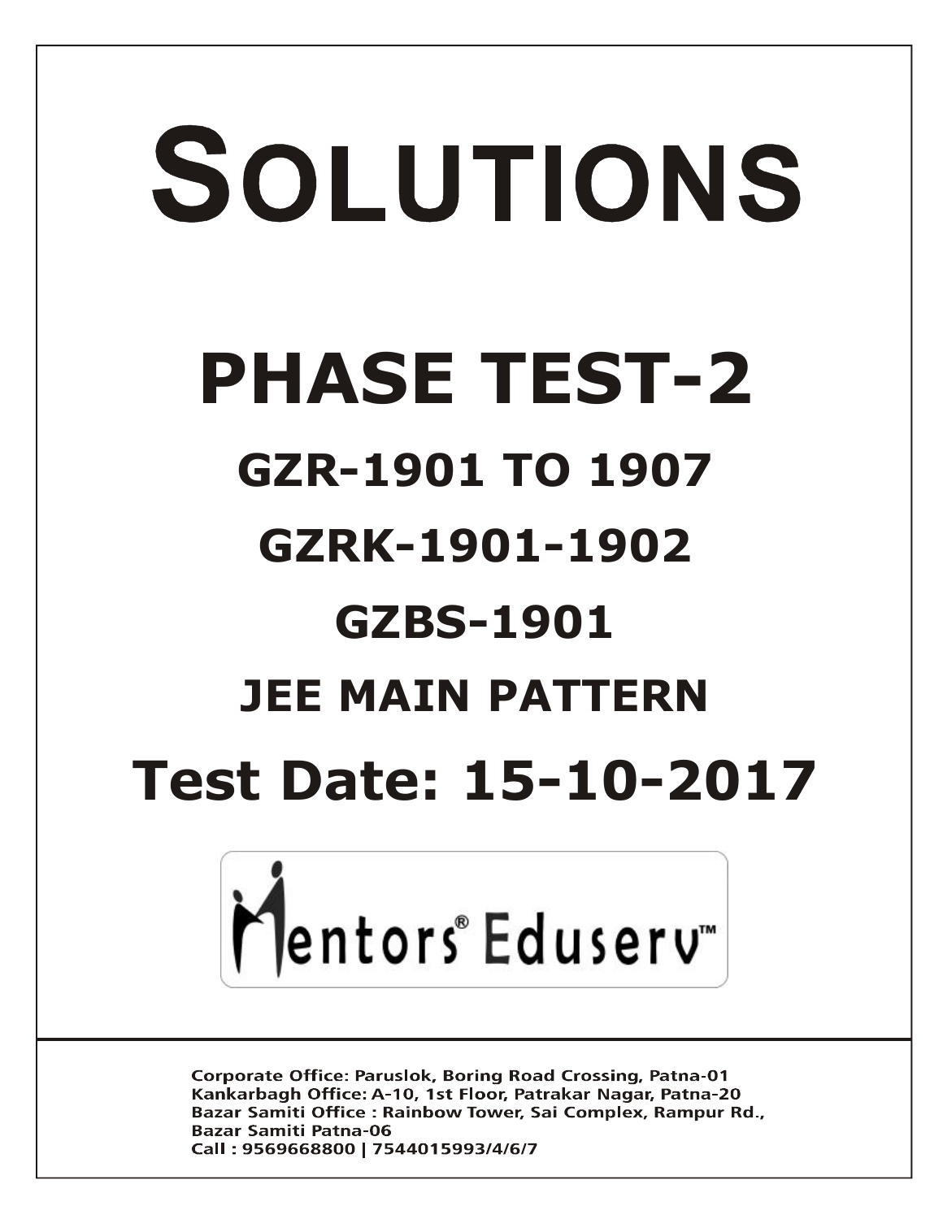# SOLUTIONS

# PHASE TEST-2

## GZR-1901 TO 1907

## GZRK-1901-1902

## GZBS-1901

## JEE MAIN PATTERN

## Test Date: 15-10-2017

Mentors® Eduserv™

Corporate Office: Paruslok, Boring Road Crossing, Patna-01
Kankarbagh Office: A-10, 1st Floor, Patrakar Nagar, Patna-20
Bazar Samiti Office : Rainbow Tower, Sai Complex, Rampur Rd., Bazar Samiti Patna-06
Call : 9569668800 | 7544015993/4/6/7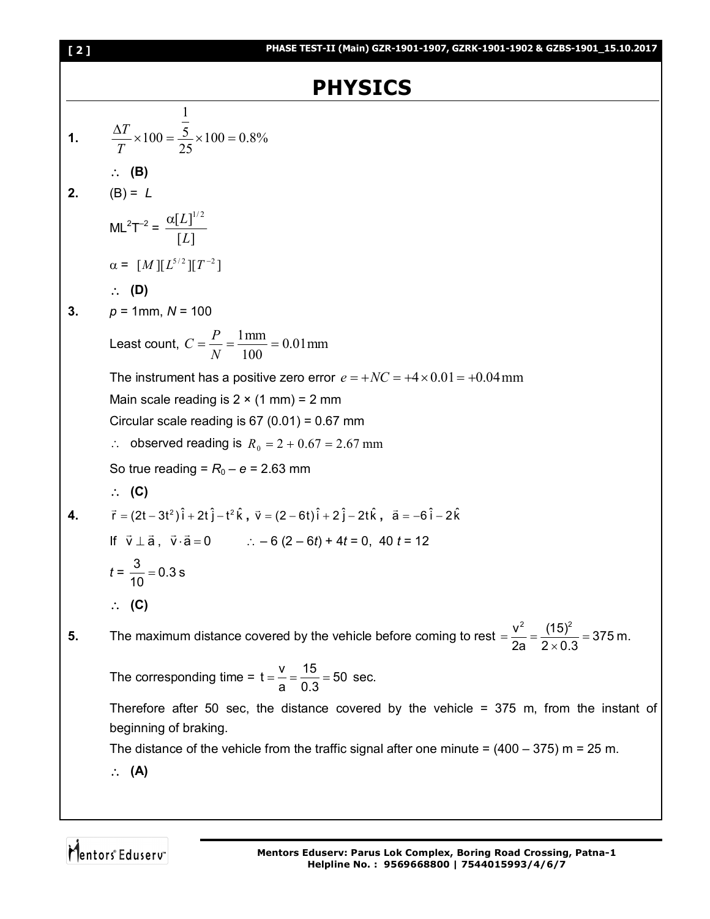# PHYSICS

**1.** $$\frac{\Delta T}{T} \times 100 = \frac{\frac{1}{5}}{25} \times 100 = 0.8\%$$

$\therefore$ **(B)**

**2.** (B) = $L$

$$ML^2T^{-2} = \frac{\alpha[L]^{1/2}}{[L]}$$

$\alpha = [M][L^{5/2}][T^{-2}]$

$\therefore$ **(D)**

**3.** $p$ = 1mm, $N$ = 100

Least count, $C = \frac{P}{N} = \frac{1\text{mm}}{100} = 0.01\text{mm}$

The instrument has a positive zero error $e = +NC = +4 \times 0.01 = +0.04\text{mm}$

Main scale reading is 2 × (1 mm) = 2 mm

Circular scale reading is 67 (0.01) = 0.67 mm

$\therefore$ observed reading is $R_0 = 2 + 0.67 = 2.67\text{ mm}$

So true reading = $R_0 - e$ = 2.63 mm

$\therefore$ **(C)**

**4.** $\vec{r} = (2t - 3t^2)\hat{i} + 2t\,\hat{j} - t^2\hat{k}$, $\vec{v} = (2 - 6t)\hat{i} + 2\,\hat{j} - 2t\hat{k}$, $\vec{a} = -6\,\hat{i} - 2\hat{k}$

If $\vec{v} \perp \vec{a}$, $\vec{v} \cdot \vec{a} = 0$ $\quad\therefore -6(2 - 6t) + 4t = 0$, $40t = 12$

$t = \frac{3}{10} = 0.3$ s

$\therefore$ **(C)**

**5.** The maximum distance covered by the vehicle before coming to rest $= \frac{v^2}{2a} = \frac{(15)^2}{2 \times 0.3} = 375$ m.

The corresponding time = $t = \frac{v}{a} = \frac{15}{0.3} = 50$ sec.

Therefore after 50 sec, the distance covered by the vehicle = 375 m, from the instant of beginning of braking.

The distance of the vehicle from the traffic signal after one minute = (400 – 375) m = 25 m.

$\therefore$ **(A)**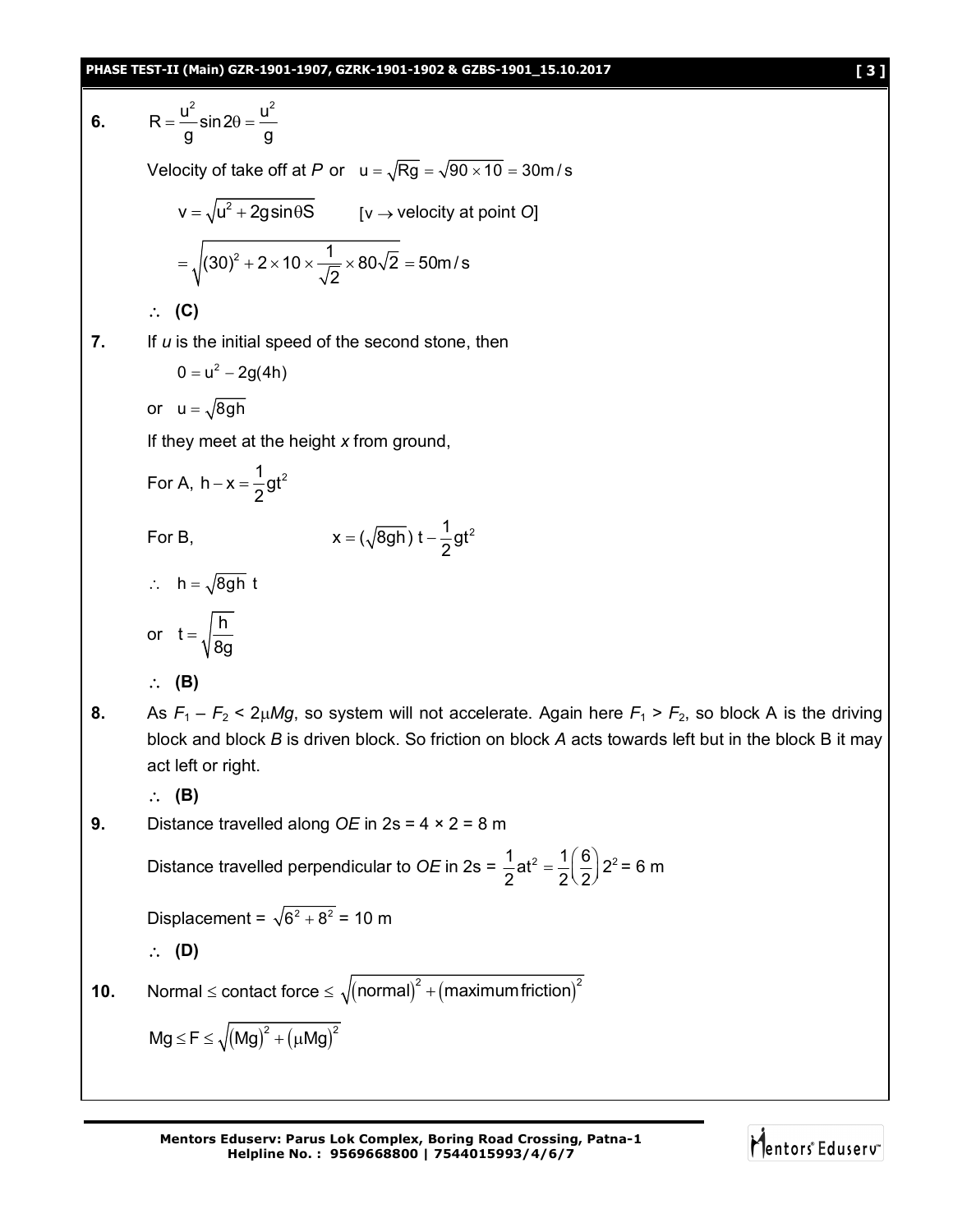**6.** $R = \frac{u^2}{g}\sin 2\theta = \frac{u^2}{g}$

Velocity of take off at *P* or $u = \sqrt{Rg} = \sqrt{90 \times 10} = 30\text{m/s}$

$$v = \sqrt{u^2 + 2g\sin\theta S} \qquad [v \rightarrow \text{velocity at point } O]$$

$$= \sqrt{(30)^2 + 2 \times 10 \times \frac{1}{\sqrt{2}} \times 80\sqrt{2}} = 50\text{m/s}$$

$\therefore$ **(C)**

**7.** If *u* is the initial speed of the second stone, then

$$0 = u^2 - 2g(4h)$$

or $u = \sqrt{8gh}$

If they meet at the height *x* from ground,

For A, $h - x = \frac{1}{2}gt^2$

For B, $x = (\sqrt{8gh})\,t - \frac{1}{2}gt^2$

$\therefore$ $h = \sqrt{8gh}\ t$

or $t = \sqrt{\frac{h}{8g}}$

$\therefore$ **(B)**

**8.** As $F_1 - F_2 < 2\mu Mg$, so system will not accelerate. Again here $F_1 > F_2$, so block A is the driving block and block *B* is driven block. So friction on block *A* acts towards left but in the block B it may act left or right.

$\therefore$ **(B)**

**9.** Distance travelled along *OE* in 2s = 4 × 2 = 8 m

Distance travelled perpendicular to *OE* in 2s = $\frac{1}{2}at^2 = \frac{1}{2}\left(\frac{6}{2}\right)2^2$ = 6 m

Displacement = $\sqrt{6^2 + 8^2}$ = 10 m

$\therefore$ **(D)**

**10.** Normal $\leq$ contact force $\leq \sqrt{(\text{normal})^2 + (\text{maximum friction})^2}$

$$Mg \leq F \leq \sqrt{(Mg)^2 + (\mu Mg)^2}$$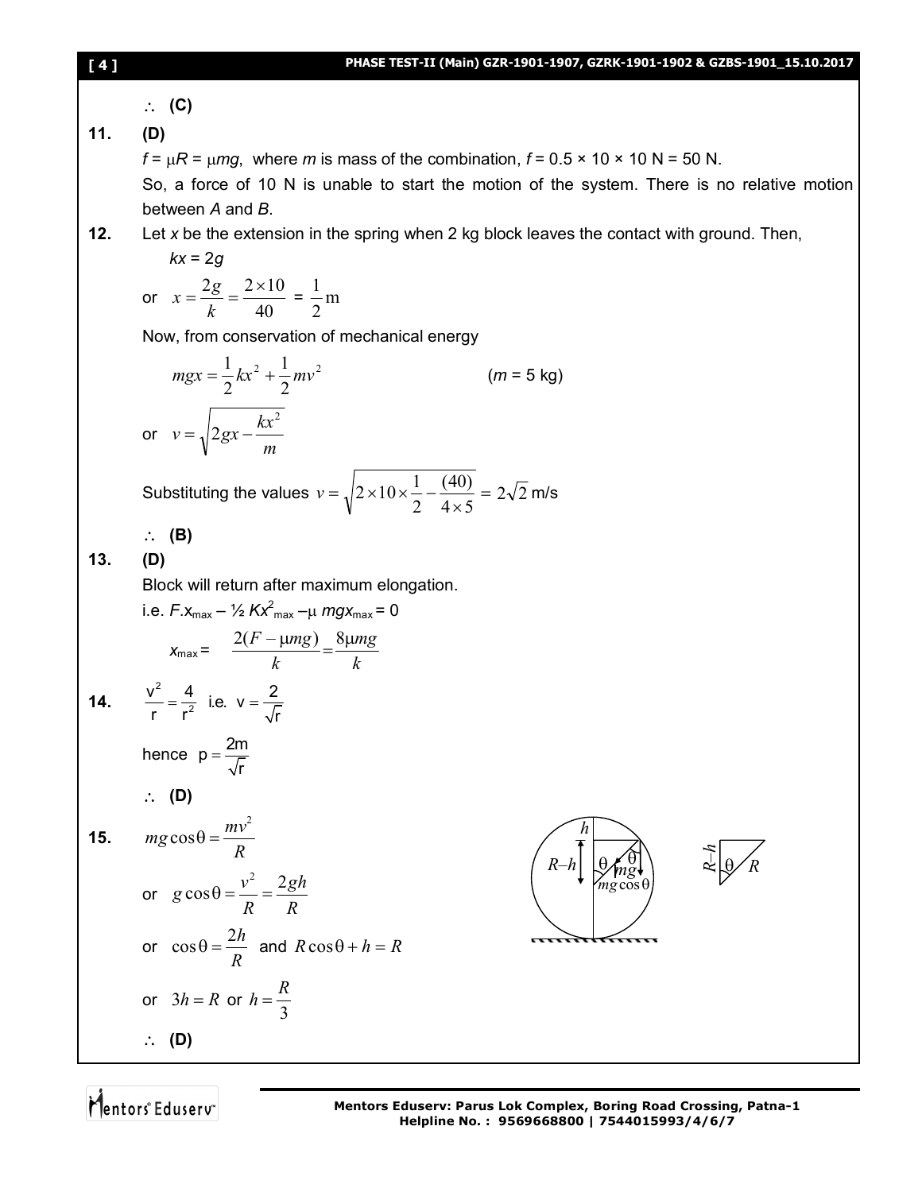∴ **(C)**

**11.** **(D)**

$f = \mu R = \mu mg$, where $m$ is mass of the combination, $f = 0.5 \times 10 \times 10$ N = 50 N.

So, a force of 10 N is unable to start the motion of the system. There is no relative motion between $A$ and $B$.

**12.** Let $x$ be the extension in the spring when 2 kg block leaves the contact with ground. Then,

$kx = 2g$

or $x = \dfrac{2g}{k} = \dfrac{2 \times 10}{40} = \dfrac{1}{2}\text{m}$

Now, from conservation of mechanical energy

$$mgx = \frac{1}{2}kx^2 + \frac{1}{2}mv^2 \qquad (m = 5 \text{ kg})$$

or $v = \sqrt{2gx - \dfrac{kx^2}{m}}$

Substituting the values $v = \sqrt{2 \times 10 \times \dfrac{1}{2} - \dfrac{(40)}{4 \times 5}} = 2\sqrt{2}$ m/s

∴ **(B)**

**13.** **(D)**

Block will return after maximum elongation.

i.e. $F.x_{max} - ½ Kx^2_{max} - \mu\, mgx_{max} = 0$

$$x_{max} = \frac{2(F - \mu mg)}{k} = \frac{8\mu mg}{k}$$

**14.** $\dfrac{v^2}{r} = \dfrac{4}{r^2}$ i.e. $v = \dfrac{2}{\sqrt{r}}$

hence $p = \dfrac{2m}{\sqrt{r}}$

∴ **(D)**

**15.** $mg\cos\theta = \dfrac{mv^2}{R}$

or $g\cos\theta = \dfrac{v^2}{R} = \dfrac{2gh}{R}$

or $\cos\theta = \dfrac{2h}{R}$ and $R\cos\theta + h = R$

or $3h = R$ or $h = \dfrac{R}{3}$

∴ **(D)**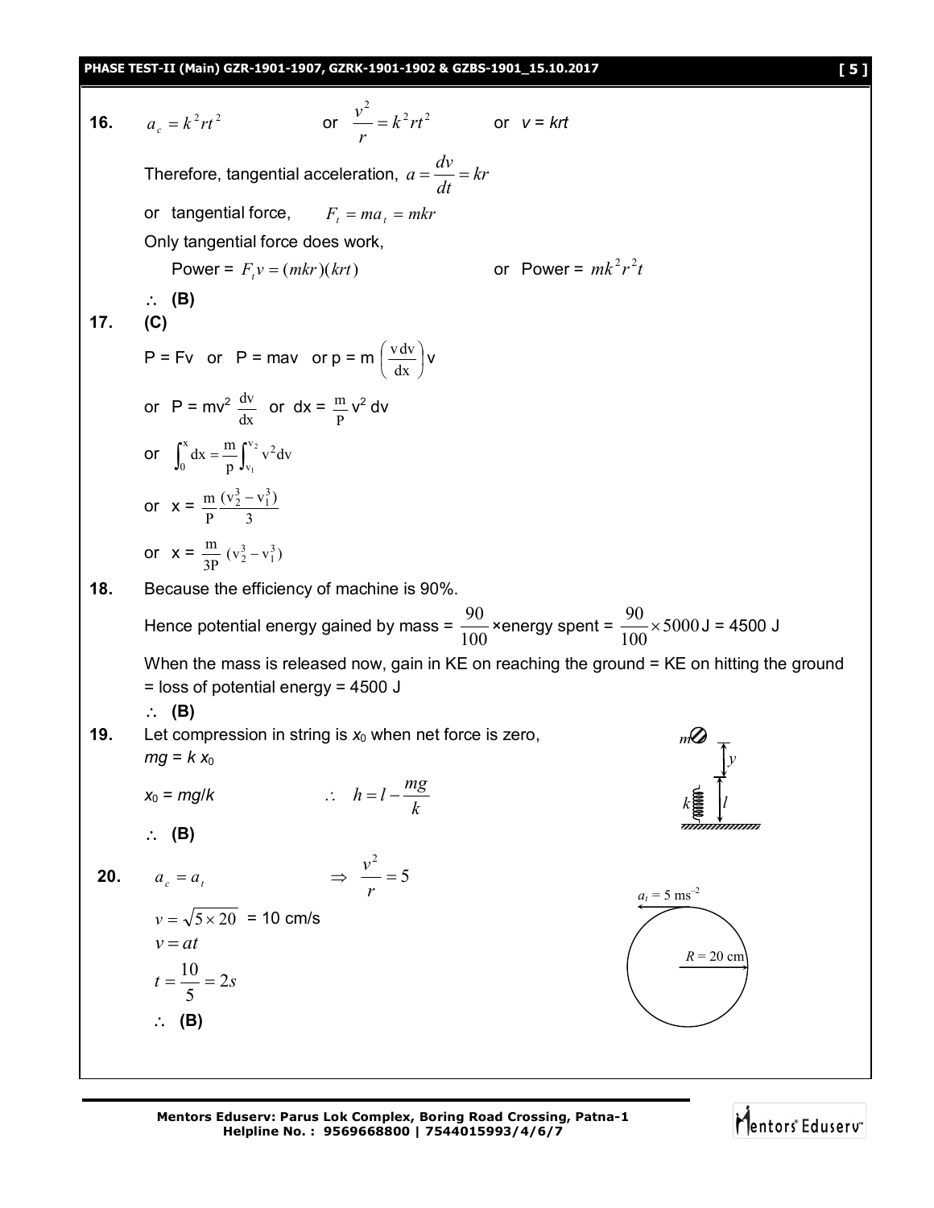**16.** $a_c = k^2rt^2$ or $\frac{v^2}{r} = k^2rt^2$ or $v = krt$

Therefore, tangential acceleration, $a = \frac{dv}{dt} = kr$

or tangential force, $F_t = ma_t = mkr$

Only tangential force does work,

Power = $F_t v = (mkr)(krt)$ or Power = $mk^2r^2t$

$\therefore$ **(B)**

**17.** **(C)**

P = Fv or P = mav or p = m $\left(\frac{v\,dv}{dx}\right)$v

or P = mv$^2$ $\frac{dv}{dx}$ or dx = $\frac{m}{P}$ v$^2$ dv

or $\int_0^x dx = \frac{m}{p}\int_{v_1}^{v_2} v^2 dv$

or x = $\frac{m}{P}\frac{(v_2^3 - v_1^3)}{3}$

or x = $\frac{m}{3P}(v_2^3 - v_1^3)$

**18.** Because the efficiency of machine is 90%.

Hence potential energy gained by mass = $\frac{90}{100}$ ×energy spent = $\frac{90}{100} \times 5000$ J = 4500 J

When the mass is released now, gain in KE on reaching the ground = KE on hitting the ground = loss of potential energy = 4500 J

$\therefore$ **(B)**

**19.** Let compression in string is $x_0$ when net force is zero,

$mg = k\,x_0$

$x_0 = mg/k$ $\therefore$ $h = l - \frac{mg}{k}$

$\therefore$ **(B)**

**20.** $a_c = a_t$ $\Rightarrow$ $\frac{v^2}{r} = 5$

$v = \sqrt{5 \times 20}$ = 10 cm/s

$v = at$

$t = \frac{10}{5} = 2s$

$\therefore$ **(B)**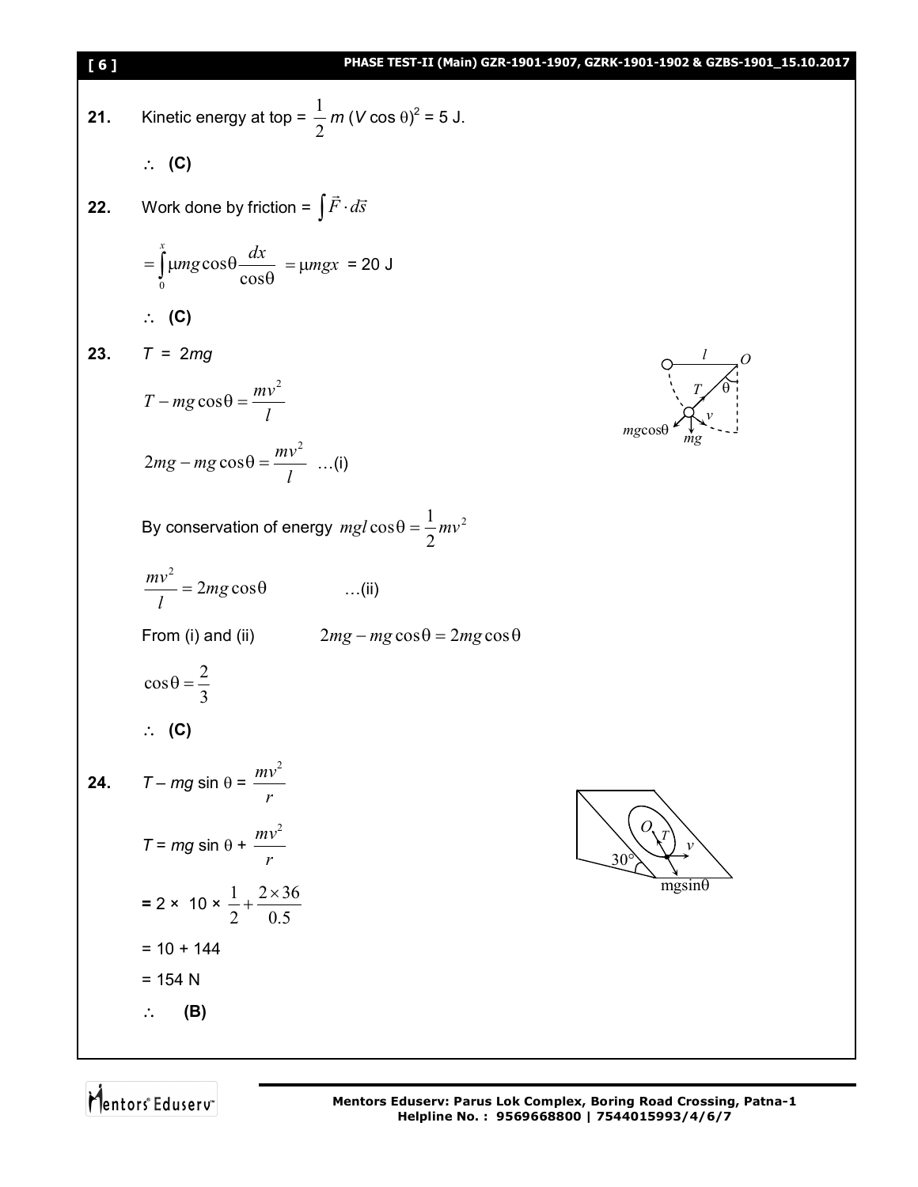**21.** Kinetic energy at top = $\frac{1}{2}m(V\cos\theta)^2$ = 5 J.

$\therefore$ **(C)**

**22.** Work done by friction = $\int \vec{F}\cdot d\vec{s}$

$= \int_0^x \mu mg\cos\theta \frac{dx}{\cos\theta} = \mu mgx$ = 20 J

$\therefore$ **(C)**

**23.** $T = 2mg$

$T - mg\cos\theta = \frac{mv^2}{l}$

$2mg - mg\cos\theta = \frac{mv^2}{l}$ …(i)

By conservation of energy $mgl\cos\theta = \frac{1}{2}mv^2$

$\frac{mv^2}{l} = 2mg\cos\theta$ …(ii)

From (i) and (ii) $2mg - mg\cos\theta = 2mg\cos\theta$

$\cos\theta = \frac{2}{3}$

$\therefore$ **(C)**

**24.** $T - mg\sin\theta = \frac{mv^2}{r}$

$T = mg\sin\theta + \frac{mv^2}{r}$

$= 2 \times 10 \times \frac{1}{2} + \frac{2\times 36}{0.5}$

= 10 + 144

= 154 N

$\therefore$ **(B)**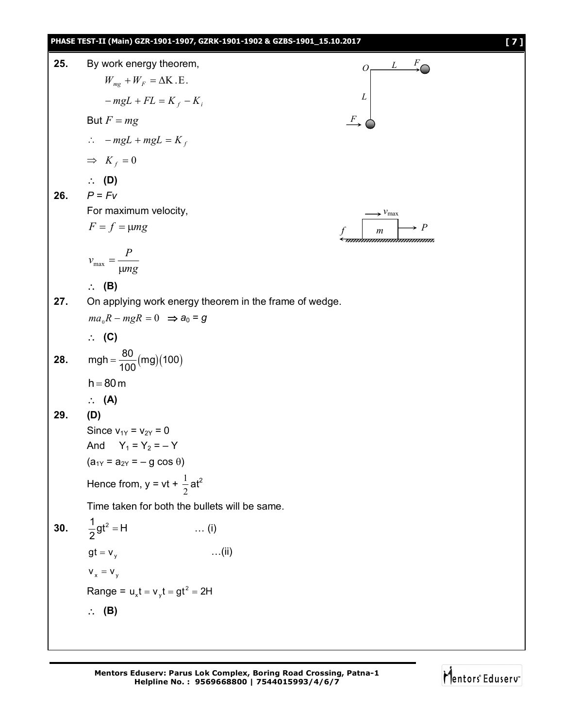**25.** By work energy theorem,

$$W_{mg} + W_F = \Delta \text{K.E.}$$

$$-mgL + FL = K_f - K_i$$

But $F = mg$

$$\therefore \quad -mgL + mgL = K_f$$

$$\Rightarrow \quad K_f = 0$$

$\therefore$ **(D)**

**26.** $P = Fv$

For maximum velocity,

$$F = f = \mu mg$$

$$v_{max} = \frac{P}{\mu mg}$$

$\therefore$ **(B)**

**27.** On applying work energy theorem in the frame of wedge.

$$ma_0R - mgR = 0 \quad \Rightarrow a_0 = g$$

$\therefore$ **(C)**

**28.** $$\text{mgh} = \frac{80}{100}(\text{mg})(100)$$

$$\text{h} = 80\,\text{m}$$

$\therefore$ **(A)**

**29.** **(D)**

Since $v_{1Y} = v_{2Y} = 0$

And $Y_1 = Y_2 = -Y$

$(a_{1Y} = a_{2Y} = -g\cos\theta)$

Hence from, $y = vt + \frac{1}{2}at^2$

Time taken for both the bullets will be same.

**30.** $$\frac{1}{2}\text{gt}^2 = \text{H} \qquad \ldots \text{(i)}$$

$$\text{gt} = \text{v}_\text{y} \qquad \ldots \text{(ii)}$$

$$\text{v}_\text{x} = \text{v}_\text{y}$$

Range = $\text{u}_\text{x}\text{t} = \text{v}_\text{y}\text{t} = \text{gt}^2 = 2\text{H}$

$\therefore$ **(B)**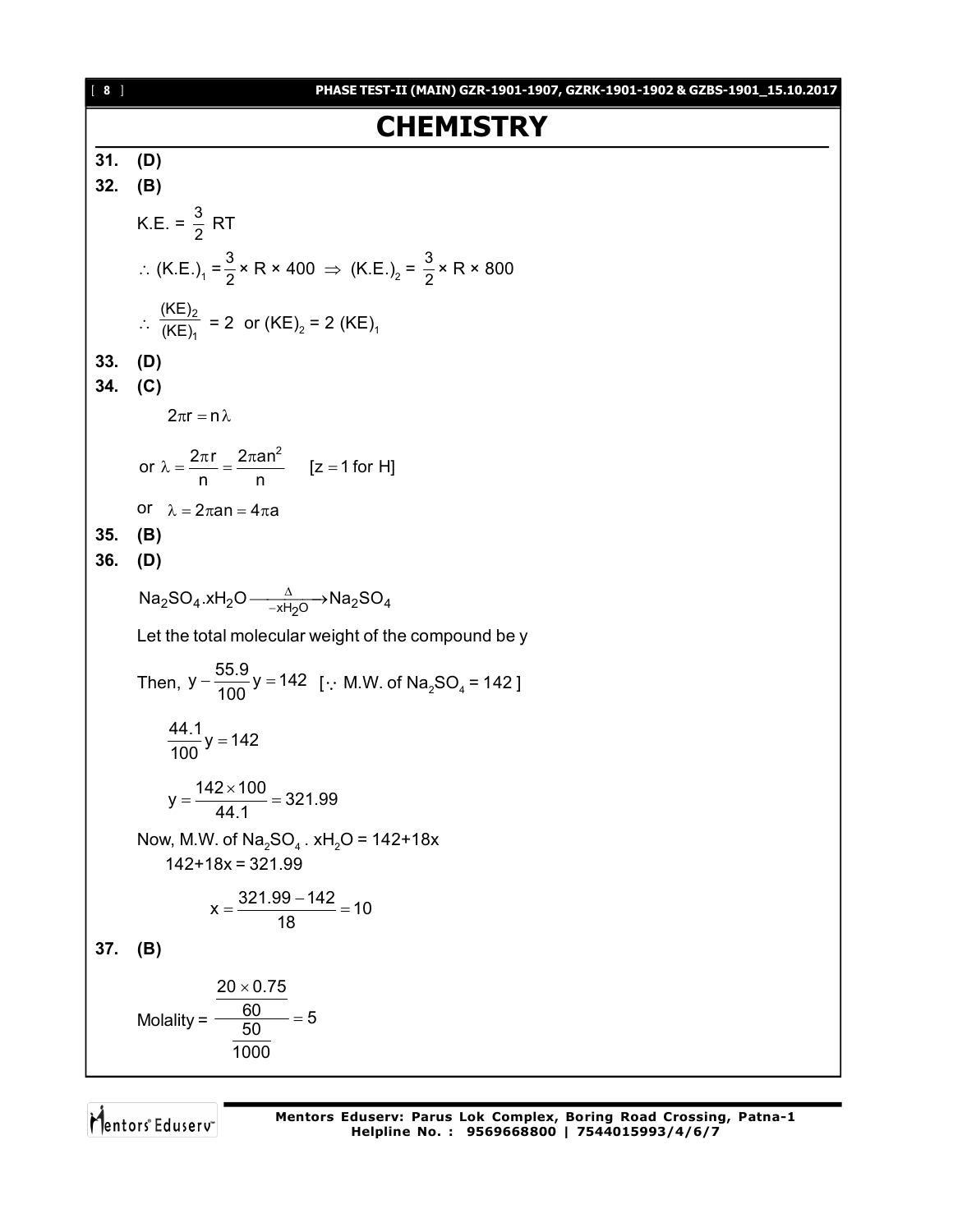# CHEMISTRY

**31. (D)**

**32. (B)**

K.E. = $\frac{3}{2}$ RT

$\therefore$ (K.E.)$_1$ = $\frac{3}{2}$ × R × 400 $\Rightarrow$ (K.E.)$_2$ = $\frac{3}{2}$ × R × 800

$\therefore \frac{(KE)_2}{(KE)_1} = 2$ or $(KE)_2 = 2\,(KE)_1$

**33. (D)**

**34. (C)**

$$2\pi r = n\lambda$$

or $\lambda = \frac{2\pi r}{n} = \frac{2\pi a n^2}{n}$ $\quad [z = 1 \text{ for H}]$

or $\lambda = 2\pi a n = 4\pi a$

**35. (B)**

**36. (D)**

$$Na_2SO_4.xH_2O \xrightarrow[-xH_2O]{\Delta} Na_2SO_4$$

Let the total molecular weight of the compound be y

Then, $y - \frac{55.9}{100} y = 142$ [$\because$ M.W. of $Na_2SO_4$ = 142 ]

$$\frac{44.1}{100} y = 142$$

$$y = \frac{142 \times 100}{44.1} = 321.99$$

Now, M.W. of $Na_2SO_4 \cdot xH_2O$ = 142+18x

142+18x = 321.99

$$x = \frac{321.99 - 142}{18} = 10$$

**37. (B)**

$$\text{Molality} = \frac{\frac{20 \times 0.75}{60}}{\frac{50}{1000}} = 5$$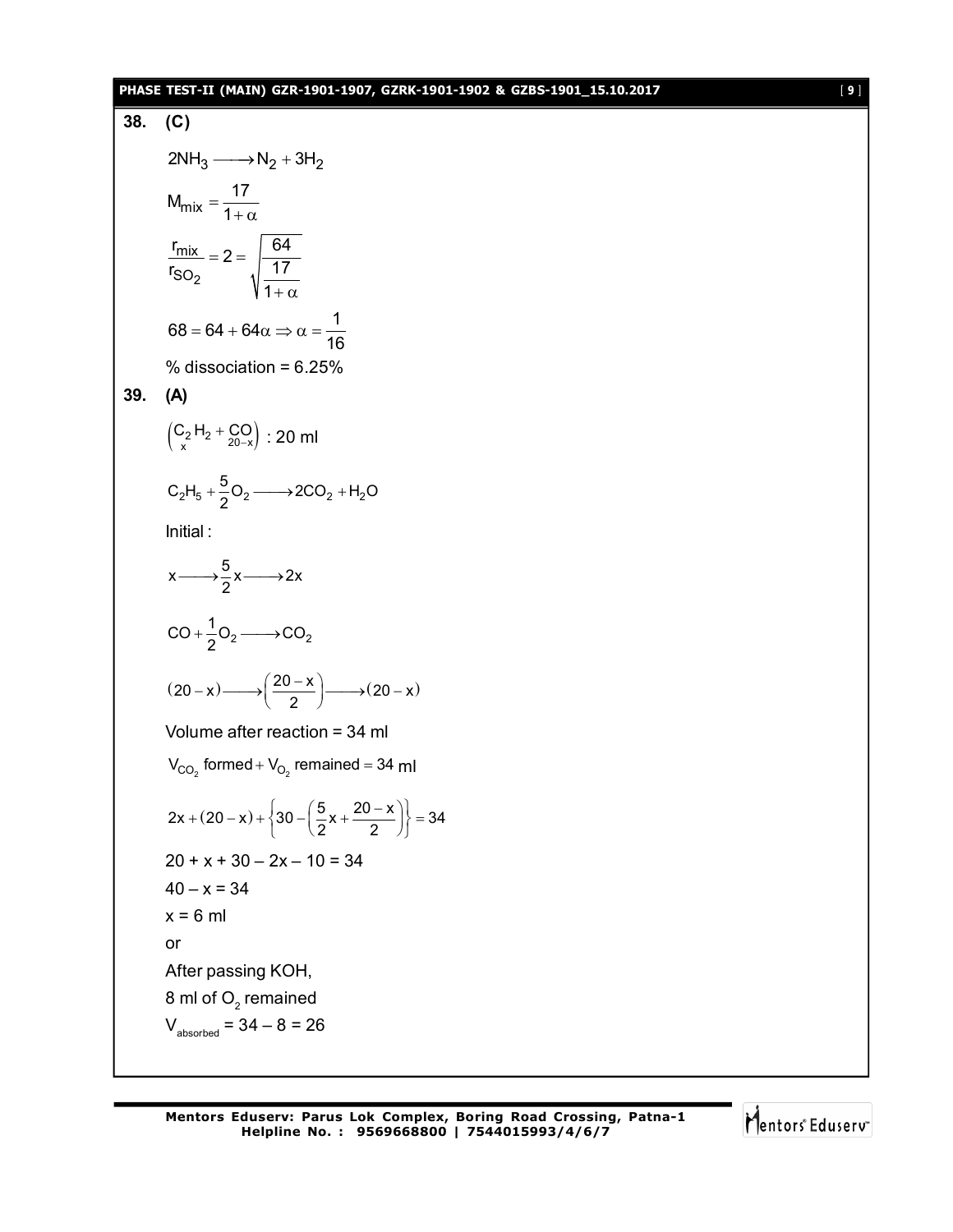**38. (C)**

$$2NH_3 \longrightarrow N_2 + 3H_2$$

$$M_{mix} = \frac{17}{1+\alpha}$$

$$\frac{r_{mix}}{r_{SO_2}} = 2 = \sqrt{\frac{64}{\frac{17}{1+\alpha}}}$$

$$68 = 64 + 64\alpha \Rightarrow \alpha = \frac{1}{16}$$

% dissociation = 6.25%

**39. (A)**

$$\left(\underset{x}{C_2H_2} + \underset{20-x}{CO}\right) : 20 \text{ ml}$$

$$C_2H_5 + \frac{5}{2}O_2 \longrightarrow 2CO_2 + H_2O$$

Initial :

$$x \longrightarrow \frac{5}{2}x \longrightarrow 2x$$

$$CO + \frac{1}{2}O_2 \longrightarrow CO_2$$

$$(20-x) \longrightarrow \left(\frac{20-x}{2}\right) \longrightarrow (20-x)$$

Volume after reaction = 34 ml

$$V_{CO_2} \text{ formed} + V_{O_2} \text{ remained} = 34 \text{ ml}$$

$$2x + (20-x) + \left\{30 - \left(\frac{5}{2}x + \frac{20-x}{2}\right)\right\} = 34$$

20 + x + 30 – 2x – 10 = 34

40 – x = 34

x = 6 ml

or

After passing KOH,

8 ml of $O_2$ remained

$V_{absorbed}$ = 34 – 8 = 26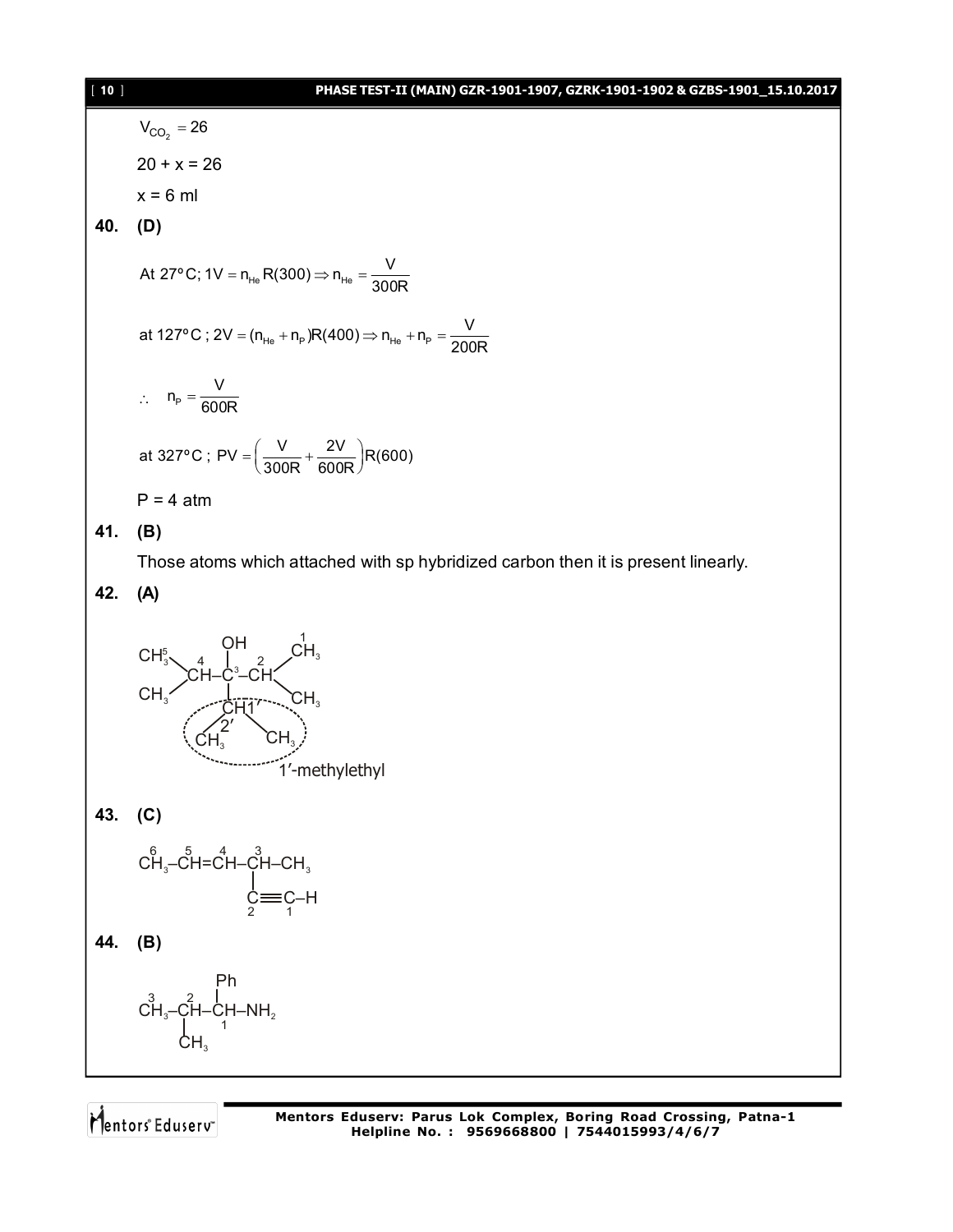$V_{CO_2} = 26$

$20 + x = 26$

$x = 6$ ml

**40. (D)**

$$\text{At } 27^{o}\text{C}; 1V = n_{He}R(300) \Rightarrow n_{He} = \frac{V}{300R}$$

$$\text{at } 127^{o}\text{C}; 2V = (n_{He} + n_P)R(400) \Rightarrow n_{He} + n_P = \frac{V}{200R}$$

$$\therefore \quad n_P = \frac{V}{600R}$$

$$\text{at } 327^{o}\text{C}; PV = \left(\frac{V}{300R} + \frac{2V}{600R}\right)R(600)$$

$P = 4$ atm

**41. (B)**

Those atoms which attached with sp hybridized carbon then it is present linearly.

**42. (A)**

```
CH3(5)              OH        CH3(1)
      \  4          |    2   /
       CH –––– C(3) –––– CH
      /             |        \
  CH3               CH 1'     CH3
                  2'/  \
                CH3     CH3
```

1′-methylethyl

**43. (C)**

```
 6    5    4    3
CH3–CH=CH–CH–CH3
             |
             C≡C–H
             2  1
```

**44. (B)**

```
            Ph
 3    2     |
CH3–CH–CH–NH2
      |     1
     CH3
```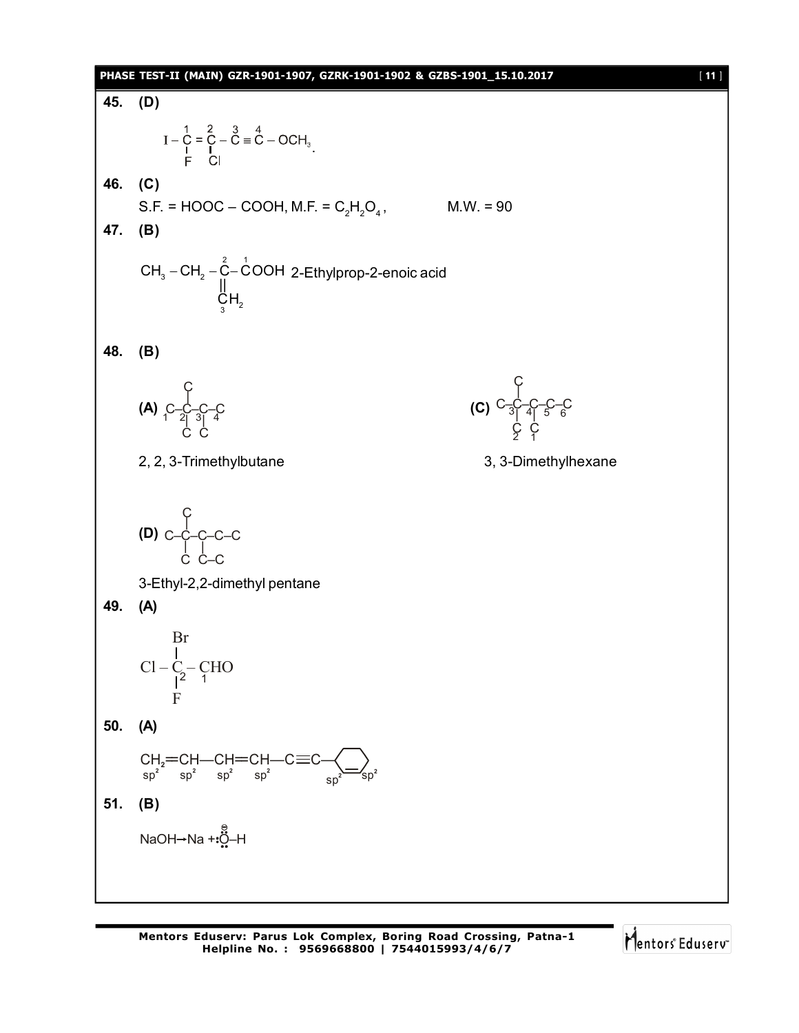**45.** **(D)**

$$I-\overset{1}{\underset{|}{\underset{F}{C}}}=\overset{2}{\underset{|}{\underset{Cl}{C}}}-\overset{3}{C}\equiv\overset{4}{C}-OCH_3.$$

**46.** **(C)**

S.F. = HOOC – COOH, M.F. = $C_2H_2O_4$, M.W. = 90

**47.** **(B)**

$$CH_3-CH_2-\overset{2}{C}(=\underset{3}{C}H_2)-\overset{1}{C}OOH$$ 2-Ethylprop-2-enoic acid

**48.** **(B)**

**(A)** C–C(C)(C)–C(C)–C, numbered 1, 2, 3, 4

2, 2, 3-Trimethylbutane

**(C)** C–C(C)(C)–C(C)–C–C, numbered 2, 3, 4, 5, 6 (with 1 on the C substituent of C4)

3, 3-Dimethylhexane

**(D)** C–C(C)(C)–C(C–C)–C–C

3-Ethyl-2,2-dimethyl pentane

**49.** **(A)**

$$Cl-\overset{Br}{\underset{F}{\overset{|}{\underset{|}{C}}}}{}_2-\overset{}{CHO}_1$$

**50.** **(A)**

$$\underset{sp^2}{CH_2}=\underset{sp^2}{CH}-\underset{sp^2}{CH}=\underset{sp^2}{CH}-C\equiv C-\text{(cyclohexenyl, ring C=C carbons } sp^2, sp^2\text{)}$$

**51.** **(B)**

$$NaOH \rightarrow Na + :\ddot{\overset{\ominus}{O}}-H$$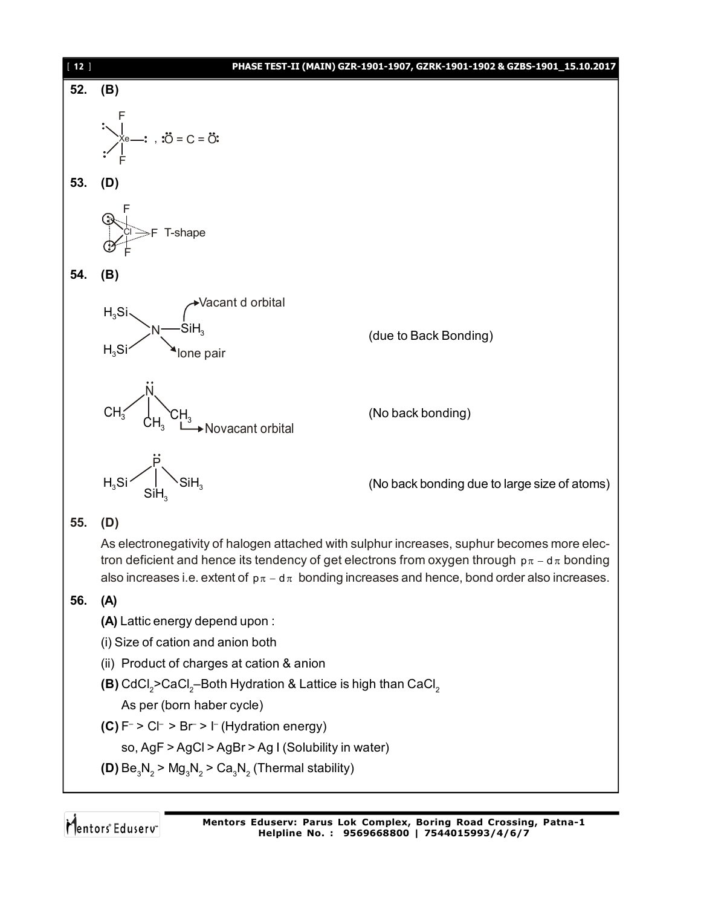**52. (B)**

$XeF_2$ (Xe with three lone pairs, two F atoms) , $:\ddot{O} = C = \ddot{O}:$

**53. (D)**

$ClF_3$ (Cl with two lone pairs, three F atoms) T-shape

**54. (B)**

$N(SiH_3)_3$ — N lone pair → Vacant d orbital of Si (due to Back Bonding)

$N(CH_3)_3$ — Novacant orbital (No back bonding)

$P(SiH_3)_3$ (No back bonding due to large size of atoms)

**55. (D)**

As electronegativity of halogen attached with sulphur increases, suphur becomes more electron deficient and hence its tendency of get electrons from oxygen through $p\pi - d\pi$ bonding also increases i.e. extent of $p\pi - d\pi$ bonding increases and hence, bond order also increases.

**56. (A)**

**(A)** Lattic energy depend upon :

(i) Size of cation and anion both

(ii) Product of charges at cation & anion

**(B)** $CdCl_2 > CaCl_2$–Both Hydration & Lattice is high than $CaCl_2$

As per (born haber cycle)

**(C)** $F^- > Cl^- > Br^- > I^-$ (Hydration energy)

so, AgF > AgCl > AgBr > Ag I (Solubility in water)

**(D)** $Be_3N_2 > Mg_3N_2 > Ca_3N_2$ (Thermal stability)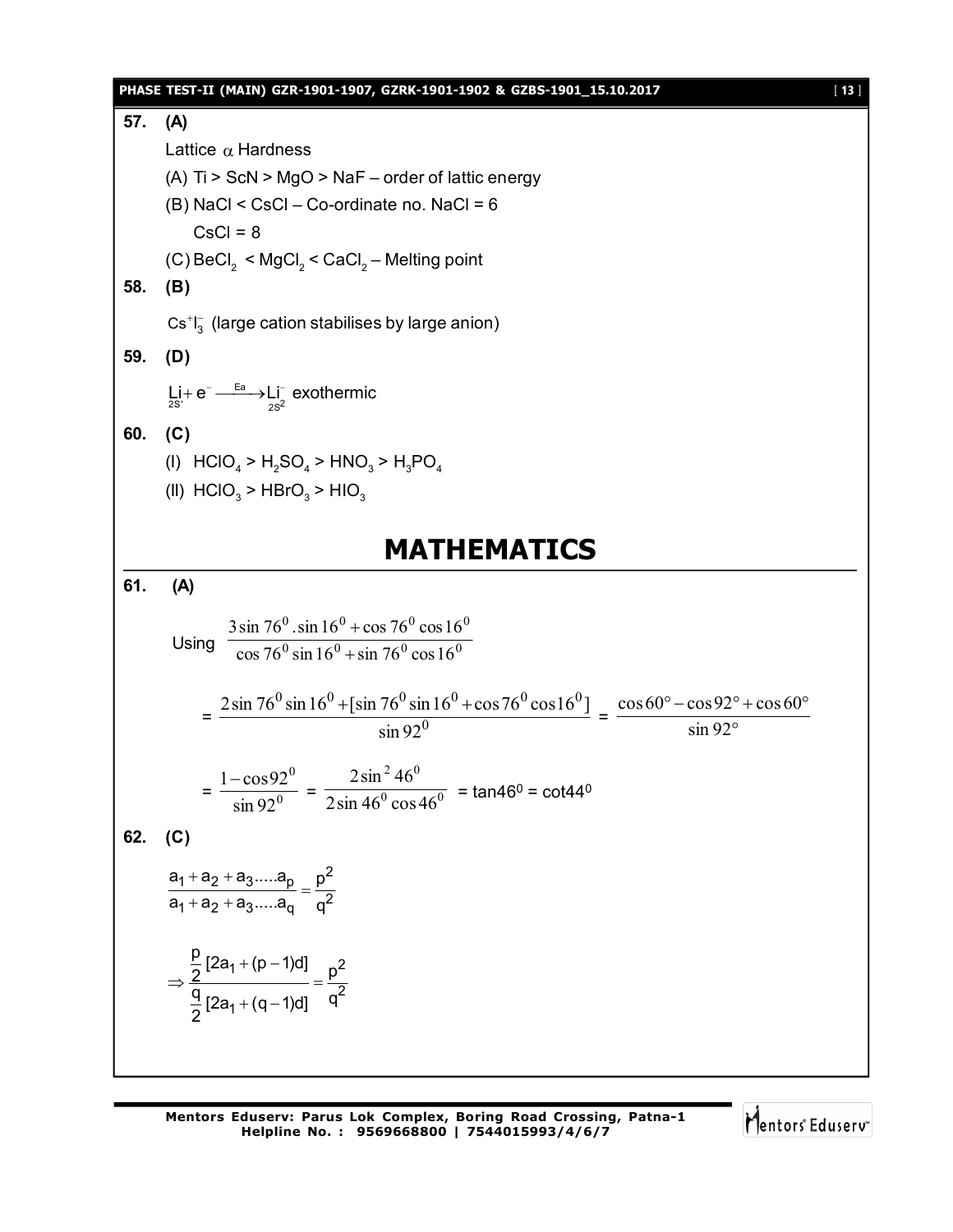**57. (A)**

Lattice $\alpha$ Hardness

(A) Ti > ScN > MgO > NaF – order of lattic energy

(B) NaCl < CsCl – Co-ordinate no. NaCl = 6

CsCl = 8

(C) $BeCl_2$ < $MgCl_2$ < $CaCl_2$ – Melting point

**58. (B)**

$Cs^+I_3^-$ (large cation stabilises by large anion)

**59. (D)**

$\underset{2S^1}{Li} + e^- \xrightarrow{Ea} \underset{2S^2}{Li^-}$ exothermic

**60. (C)**

(I) $HClO_4 > H_2SO_4 > HNO_3 > H_3PO_4$

(II) $HClO_3 > HBrO_3 > HIO_3$

# MATHEMATICS

**61. (A)**

Using $\dfrac{3\sin 76^0 .\sin 16^0 + \cos 76^0 \cos 16^0}{\cos 76^0 \sin 16^0 + \sin 76^0 \cos 16^0}$

$$= \frac{2\sin 76^0 \sin 16^0 + [\sin 76^0 \sin 16^0 + \cos 76^0 \cos 16^0]}{\sin 92^0} = \frac{\cos 60° - \cos 92° + \cos 60°}{\sin 92°}$$

$$= \frac{1-\cos 92^0}{\sin 92^0} = \frac{2\sin^2 46^0}{2\sin 46^0 \cos 46^0} = \tan 46^0 = \cot 44^0$$

**62. (C)**

$$\frac{a_1 + a_2 + a_3 .....a_p}{a_1 + a_2 + a_3 .....a_q} = \frac{p^2}{q^2}$$

$$\Rightarrow \frac{\frac{p}{2}[2a_1 + (p-1)d]}{\frac{q}{2}[2a_1 + (q-1)d]} = \frac{p^2}{q^2}$$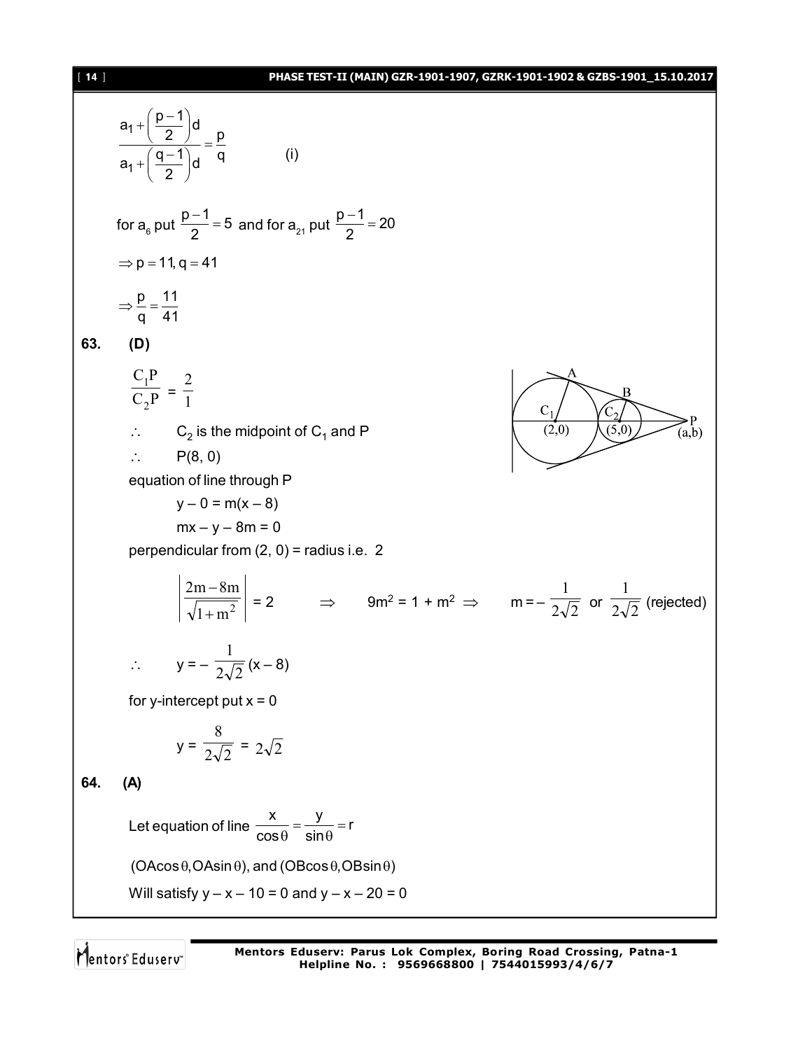$$\frac{a_1 + \left(\frac{p-1}{2}\right)d}{a_1 + \left(\frac{q-1}{2}\right)d} = \frac{p}{q} \qquad \text{(i)}$$

for $a_6$ put $\frac{p-1}{2} = 5$ and for $a_{21}$ put $\frac{p-1}{2} = 20$

$\Rightarrow p = 11, q = 41$

$\Rightarrow \frac{p}{q} = \frac{11}{41}$

**63. (D)**

$\frac{C_1P}{C_2P} = \frac{2}{1}$

$\therefore$ $C_2$ is the midpoint of $C_1$ and P

$\therefore$ P(8, 0)

equation of line through P

$y - 0 = m(x - 8)$

$mx - y - 8m = 0$

perpendicular from (2, 0) = radius i.e. 2

$$\left|\frac{2m - 8m}{\sqrt{1+m^2}}\right| = 2 \quad \Rightarrow \quad 9m^2 = 1 + m^2 \Rightarrow \quad m = -\frac{1}{2\sqrt{2}} \text{ or } \frac{1}{2\sqrt{2}} \text{ (rejected)}$$

$\therefore \quad y = -\frac{1}{2\sqrt{2}}(x - 8)$

for y-intercept put x = 0

$y = \frac{8}{2\sqrt{2}} = 2\sqrt{2}$

**64. (A)**

Let equation of line $\frac{x}{\cos\theta} = \frac{y}{\sin\theta} = r$

$(OA\cos\theta, OA\sin\theta)$, and $(OB\cos\theta, OB\sin\theta)$

Will satisfy $y - x - 10 = 0$ and $y - x - 20 = 0$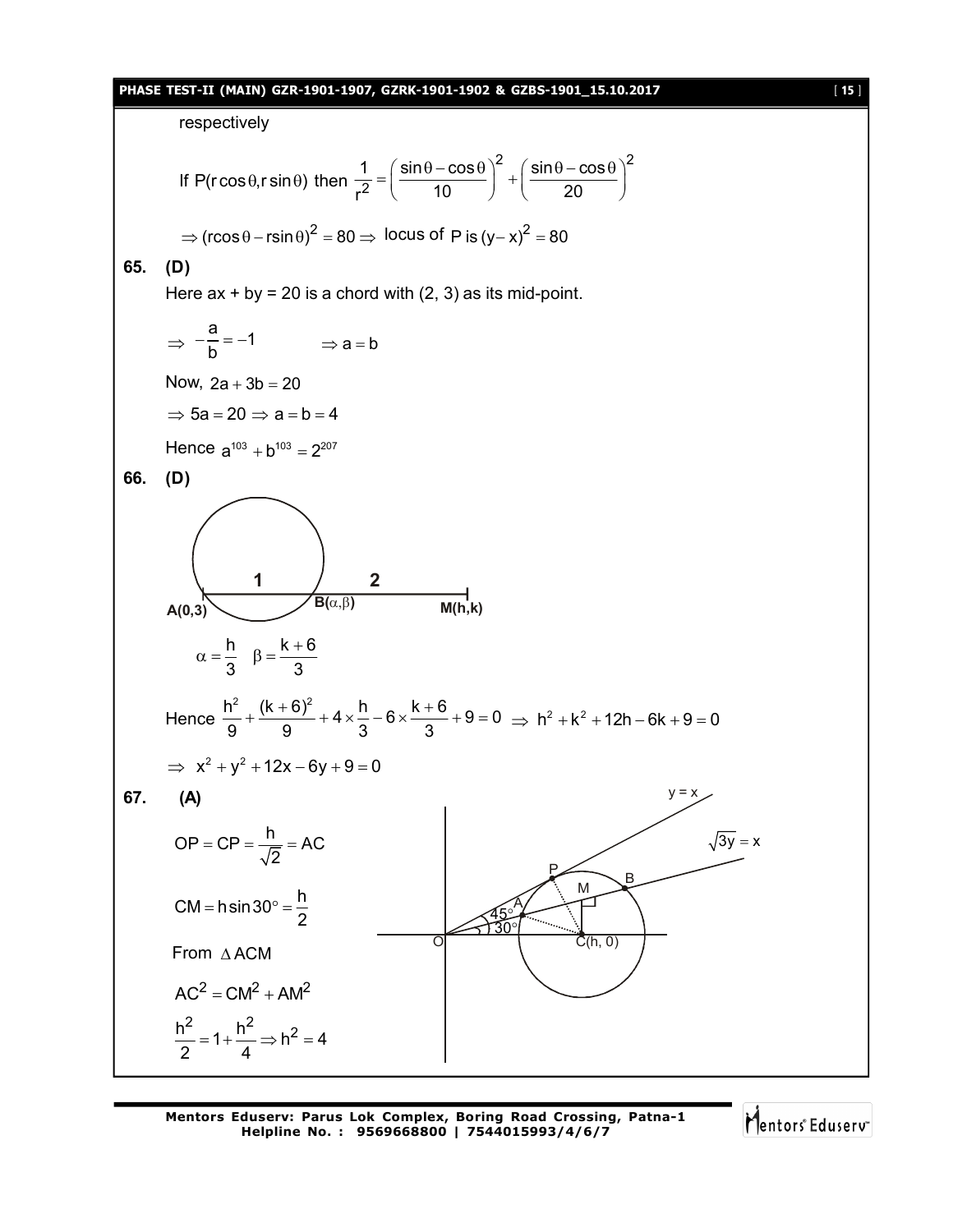respectively

If $P(r\cos\theta, r\sin\theta)$ then $\frac{1}{r^2} = \left(\frac{\sin\theta - \cos\theta}{10}\right)^2 + \left(\frac{\sin\theta - \cos\theta}{20}\right)^2$

$\Rightarrow (r\cos\theta - r\sin\theta)^2 = 80 \Rightarrow$ locus of P is $(y - x)^2 = 80$

**65. (D)**

Here ax + by = 20 is a chord with (2, 3) as its mid-point.

$\Rightarrow -\frac{a}{b} = -1 \qquad \Rightarrow a = b$

Now, $2a + 3b = 20$

$\Rightarrow 5a = 20 \Rightarrow a = b = 4$

Hence $a^{103} + b^{103} = 2^{207}$

**66. (D)**

A(0,3) —1— B$(\alpha,\beta)$ —2— M(h,k)

$\alpha = \frac{h}{3} \quad \beta = \frac{k+6}{3}$

Hence $\frac{h^2}{9} + \frac{(k+6)^2}{9} + 4 \times \frac{h}{3} - 6 \times \frac{k+6}{3} + 9 = 0 \Rightarrow h^2 + k^2 + 12h - 6k + 9 = 0$

$\Rightarrow x^2 + y^2 + 12x - 6y + 9 = 0$

**67. (A)**

$OP = CP = \frac{h}{\sqrt{2}} = AC$

$CM = h\sin 30° = \frac{h}{2}$

From $\Delta ACM$

$AC^2 = CM^2 + AM^2$

$\frac{h^2}{2} = 1 + \frac{h^2}{4} \Rightarrow h^2 = 4$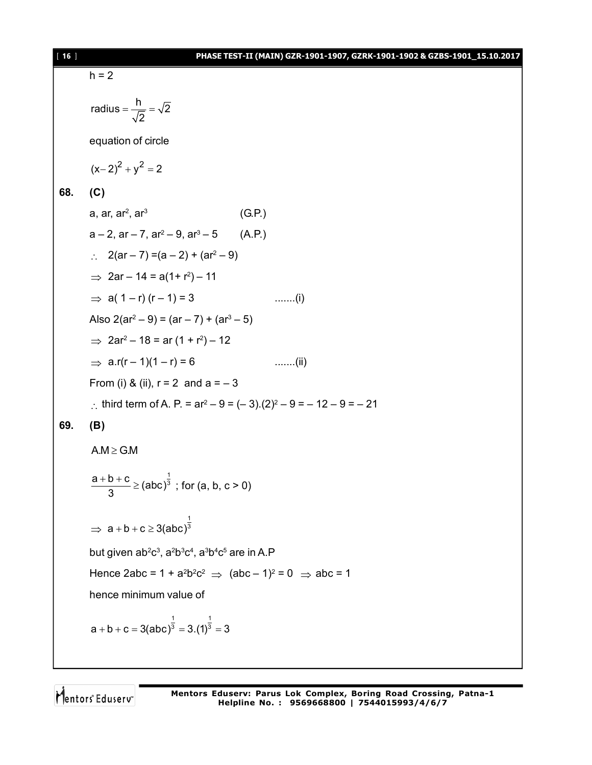$h = 2$

$\text{radius} = \frac{h}{\sqrt{2}} = \sqrt{2}$

equation of circle

$(x-2)^2 + y^2 = 2$

**68. (C)**

$a, ar, ar^2, ar^3$ (G.P.)

$a - 2, ar - 7, ar^2 - 9, ar^3 - 5$ (A.P.)

$\therefore\ 2(ar - 7) = (a - 2) + (ar^2 - 9)$

$\Rightarrow\ 2ar - 14 = a(1 + r^2) - 11$

$\Rightarrow\ a(1 - r)(r - 1) = 3$ .......(i)

Also $2(ar^2 - 9) = (ar - 7) + (ar^3 - 5)$

$\Rightarrow\ 2ar^2 - 18 = ar(1 + r^2) - 12$

$\Rightarrow\ a.r(r - 1)(1 - r) = 6$ .......(ii)

From (i) & (ii), $r = 2$ and $a = -3$

$\therefore$ third term of A. P. $= ar^2 - 9 = (-3).(2)^2 - 9 = -12 - 9 = -21$

**69. (B)**

$A.M \geq G.M$

$\frac{a+b+c}{3} \geq (abc)^{\frac{1}{3}}$ ; for $(a, b, c > 0)$

$\Rightarrow\ a + b + c \geq 3(abc)^{\frac{1}{3}}$

but given $ab^2c^3, a^2b^3c^4, a^3b^4c^5$ are in A.P

Hence $2abc = 1 + a^2b^2c^2 \Rightarrow (abc - 1)^2 = 0 \Rightarrow abc = 1$

hence minimum value of

$a + b + c = 3(abc)^{\frac{1}{3}} = 3.(1)^{\frac{1}{3}} = 3$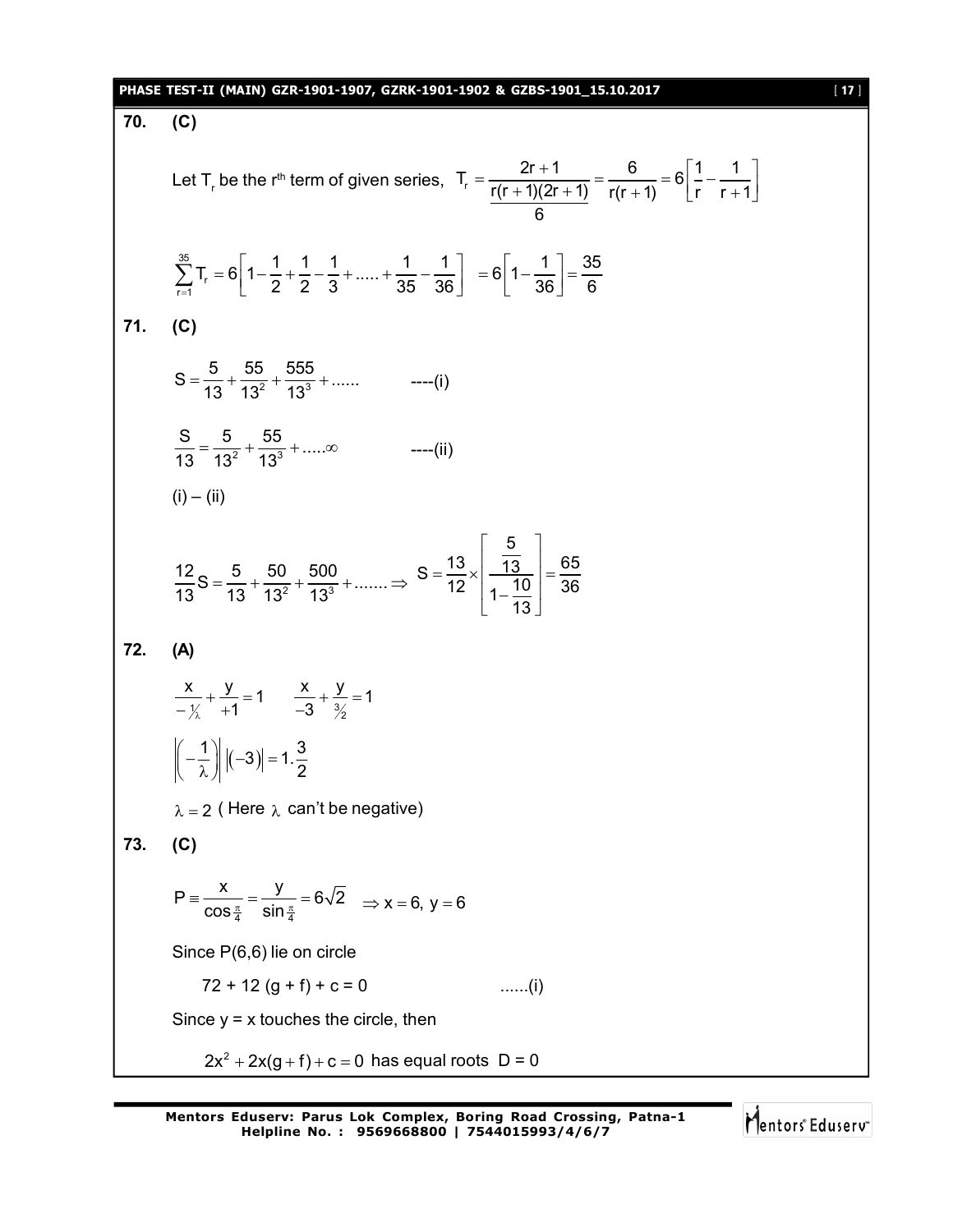**70. (C)**

Let $T_r$ be the $r^{th}$ term of given series, $T_r = \dfrac{2r+1}{\dfrac{r(r+1)(2r+1)}{6}} = \dfrac{6}{r(r+1)} = 6\left[\dfrac{1}{r} - \dfrac{1}{r+1}\right]$

$$\sum_{r=1}^{35} T_r = 6\left[1 - \frac{1}{2} + \frac{1}{2} - \frac{1}{3} + \ldots\ldots + \frac{1}{35} - \frac{1}{36}\right] = 6\left[1 - \frac{1}{36}\right] = \frac{35}{6}$$

**71. (C)**

$$S = \frac{5}{13} + \frac{55}{13^2} + \frac{555}{13^3} + \ldots\ldots \qquad \text{----(i)}$$

$$\frac{S}{13} = \frac{5}{13^2} + \frac{55}{13^3} + \ldots\ldots\infty \qquad \text{----(ii)}$$

(i) – (ii)

$$\frac{12}{13}S = \frac{5}{13} + \frac{50}{13^2} + \frac{500}{13^3} + \ldots\ldots \Rightarrow S = \frac{13}{12} \times \left[\frac{\frac{5}{13}}{1 - \frac{10}{13}}\right] = \frac{65}{36}$$

**72. (A)**

$$\frac{x}{-\frac{1}{\lambda}} + \frac{y}{+1} = 1 \qquad \frac{x}{-3} + \frac{y}{\frac{3}{2}} = 1$$

$$\left|\left(-\frac{1}{\lambda}\right)\right| \left|(-3)\right| = 1.\frac{3}{2}$$

$\lambda = 2$ ( Here $\lambda$ can't be negative)

**73. (C)**

$$P \equiv \frac{x}{\cos\frac{\pi}{4}} = \frac{y}{\sin\frac{\pi}{4}} = 6\sqrt{2} \quad \Rightarrow x = 6,\ y = 6$$

Since P(6,6) lie on circle

$$72 + 12(g + f) + c = 0 \qquad \ldots\ldots(i)$$

Since y = x touches the circle, then

$2x^2 + 2x(g + f) + c = 0$ has equal roots D = 0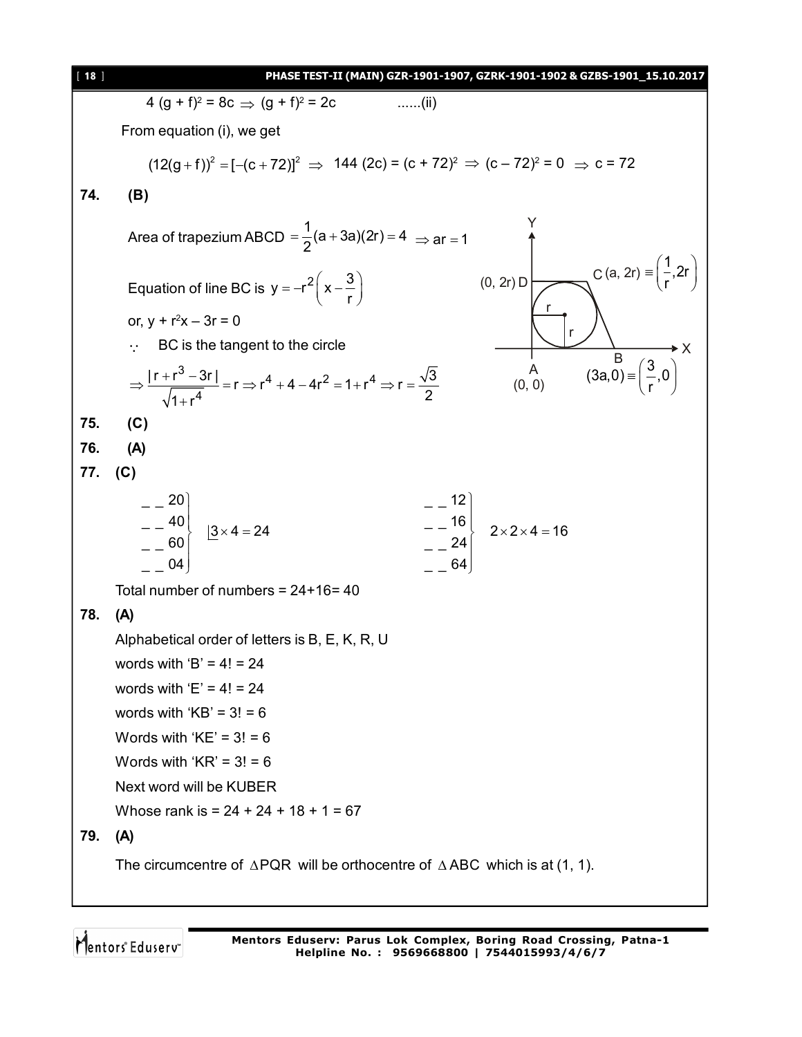$$4(g+f)^2 = 8c \Rightarrow (g+f)^2 = 2c \qquad \text{......(ii)}$$

From equation (i), we get

$$(12(g+f))^2 = [-(c+72)]^2 \Rightarrow 144(2c) = (c+72)^2 \Rightarrow (c-72)^2 = 0 \Rightarrow c = 72$$

**74. (B)**

Area of trapezium ABCD $= \frac{1}{2}(a+3a)(2r) = 4 \Rightarrow ar = 1$

Equation of line BC is $y = -r^2\left(x - \frac{3}{r}\right)$

or, $y + r^2x - 3r = 0$

$\because$ BC is the tangent to the circle

$$\Rightarrow \frac{|r + r^3 - 3r|}{\sqrt{1+r^4}} = r \Rightarrow r^4 + 4 - 4r^2 = 1 + r^4 \Rightarrow r = \frac{\sqrt{3}}{2}$$

Figure labels: Y, X, A (0, 0), B $(3a, 0) \equiv \left(\frac{3}{r}, 0\right)$, C $(a, 2r) \equiv \left(\frac{1}{r}, 2r\right)$, D (0, 2r), r, r

**75. (C)**

**76. (A)**

**77. (C)**

$$\left.\begin{matrix} \_\ \_\ 20 \\ \_\ \_\ 40 \\ \_\ \_\ 60 \\ \_\ \_\ 04 \end{matrix}\right\} \ \underline{|3} \times 4 = 24 \qquad\qquad \left.\begin{matrix} \_\ \_\ 12 \\ \_\ \_\ 16 \\ \_\ \_\ 24 \\ \_\ \_\ 64 \end{matrix}\right\} \ 2 \times 2 \times 4 = 16$$

Total number of numbers = 24+16= 40

**78. (A)**

Alphabetical order of letters is B, E, K, R, U

words with 'B' = 4! = 24

words with 'E' = 4! = 24

words with 'KB' = 3! = 6

Words with 'KE' = 3! = 6

Words with 'KR' = 3! = 6

Next word will be KUBER

Whose rank is = 24 + 24 + 18 + 1 = 67

**79. (A)**

The circumcentre of $\Delta PQR$ will be orthocentre of $\Delta ABC$ which is at (1, 1).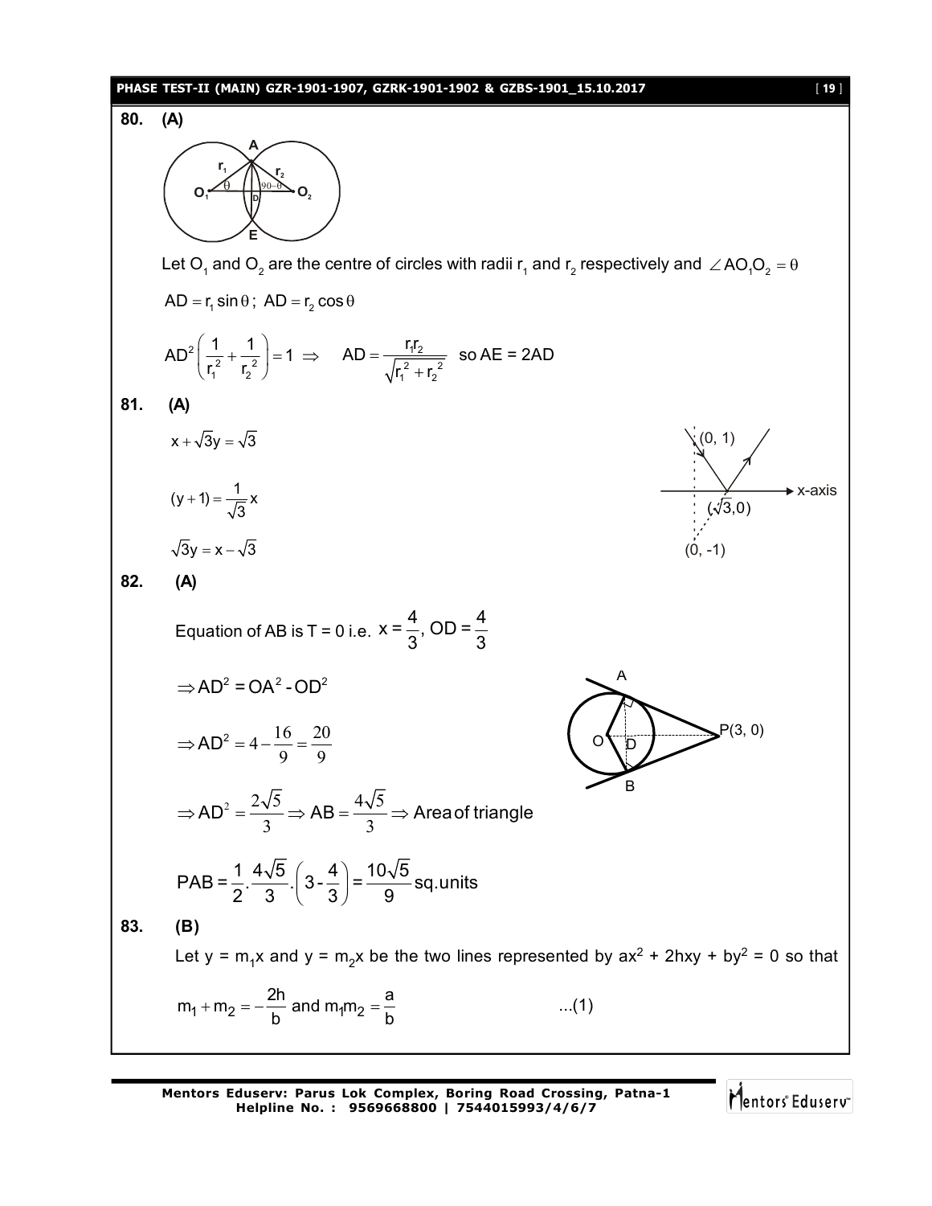**80. (A)**

Let $O_1$ and $O_2$ are the centre of circles with radii $r_1$ and $r_2$ respectively and $\angle AO_1O_2 = \theta$

$AD = r_1 \sin\theta$ ; $AD = r_2 \cos\theta$

$$AD^2\left(\frac{1}{r_1^2}+\frac{1}{r_2^2}\right)=1 \Rightarrow \quad AD = \frac{r_1 r_2}{\sqrt{r_1^2+r_2^2}} \quad \text{so } AE = 2AD$$

**81. (A)**

$x + \sqrt{3}y = \sqrt{3}$

$(y+1) = \frac{1}{\sqrt{3}}x$

$\sqrt{3}y = x - \sqrt{3}$

**82. (A)**

Equation of AB is T = 0 i.e. $x = \frac{4}{3}$, $OD = \frac{4}{3}$

$\Rightarrow AD^2 = OA^2 - OD^2$

$\Rightarrow AD^2 = 4 - \frac{16}{9} = \frac{20}{9}$

$\Rightarrow AD^2 = \frac{2\sqrt{5}}{3} \Rightarrow AB = \frac{4\sqrt{5}}{3} \Rightarrow$ Area of triangle

$PAB = \frac{1}{2}.\frac{4\sqrt{5}}{3}.\left(3-\frac{4}{3}\right) = \frac{10\sqrt{5}}{9}$ sq.units

**83. (B)**

Let $y = m_1x$ and $y = m_2x$ be the two lines represented by $ax^2 + 2hxy + by^2 = 0$ so that

$$m_1 + m_2 = -\frac{2h}{b} \text{ and } m_1m_2 = \frac{a}{b} \qquad ...(1)$$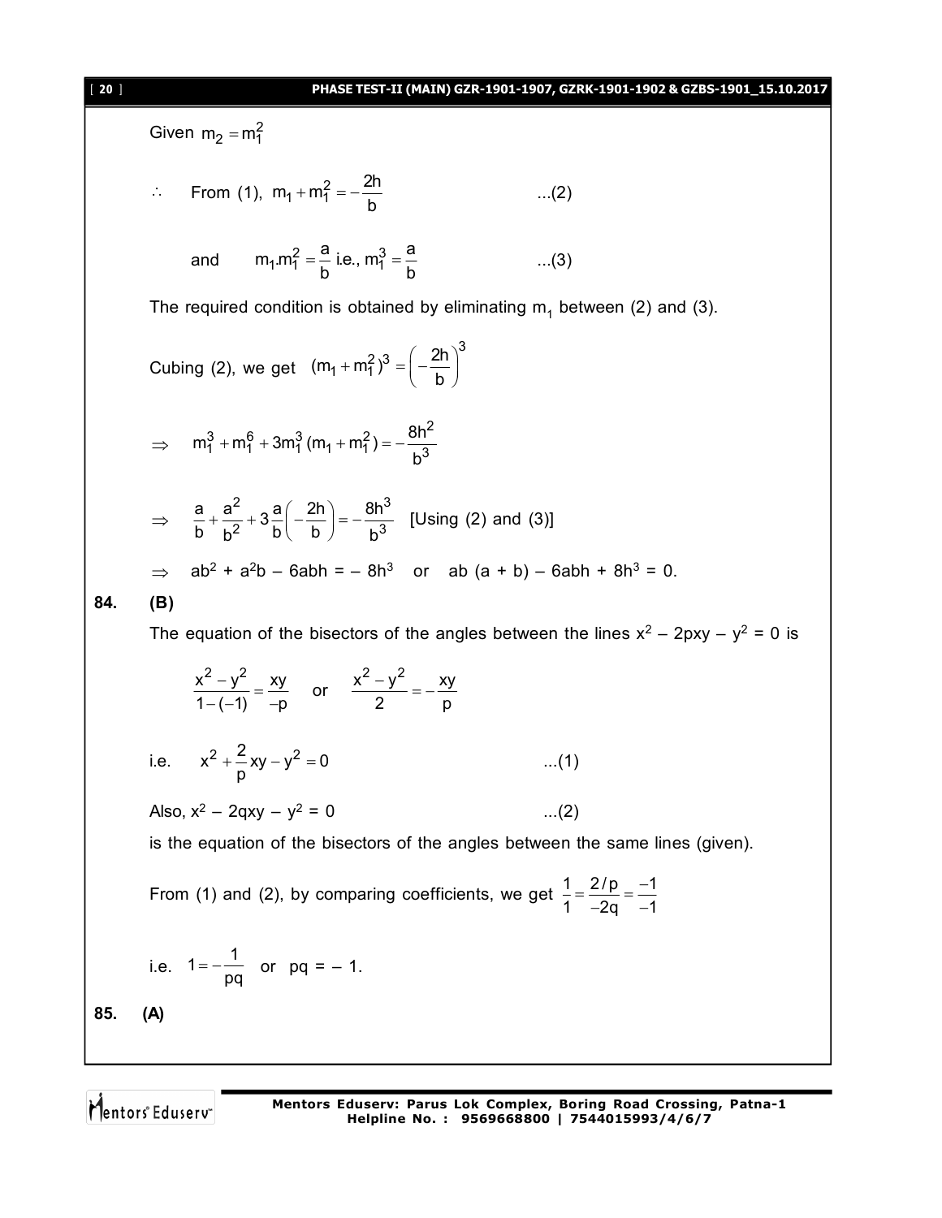Given $m_2 = m_1^2$

$\therefore$ From (1), $m_1 + m_1^2 = -\dfrac{2h}{b}$ ...(2)

and $m_1.m_1^2 = \dfrac{a}{b}$ i.e., $m_1^3 = \dfrac{a}{b}$ ...(3)

The required condition is obtained by eliminating $m_1$ between (2) and (3).

Cubing (2), we get $(m_1 + m_1^2)^3 = \left(-\dfrac{2h}{b}\right)^3$

$\Rightarrow \quad m_1^3 + m_1^6 + 3m_1^3(m_1 + m_1^2) = -\dfrac{8h^2}{b^3}$

$\Rightarrow \quad \dfrac{a}{b} + \dfrac{a^2}{b^2} + 3\dfrac{a}{b}\left(-\dfrac{2h}{b}\right) = -\dfrac{8h^3}{b^3}$ [Using (2) and (3)]

$\Rightarrow \quad ab^2 + a^2b - 6abh = -8h^3$ or $ab(a + b) - 6abh + 8h^3 = 0$.

**84. (B)**

The equation of the bisectors of the angles between the lines $x^2 - 2pxy - y^2 = 0$ is

$$\frac{x^2 - y^2}{1-(-1)} = \frac{xy}{-p} \quad \text{or} \quad \frac{x^2 - y^2}{2} = -\frac{xy}{p}$$

i.e. $\quad x^2 + \dfrac{2}{p}xy - y^2 = 0$ ...(1)

Also, $x^2 - 2qxy - y^2 = 0$ ...(2)

is the equation of the bisectors of the angles between the same lines (given).

From (1) and (2), by comparing coefficients, we get $\dfrac{1}{1} = \dfrac{2/p}{-2q} = \dfrac{-1}{-1}$

i.e. $1 = -\dfrac{1}{pq}$ or $pq = -1$.

**85. (A)**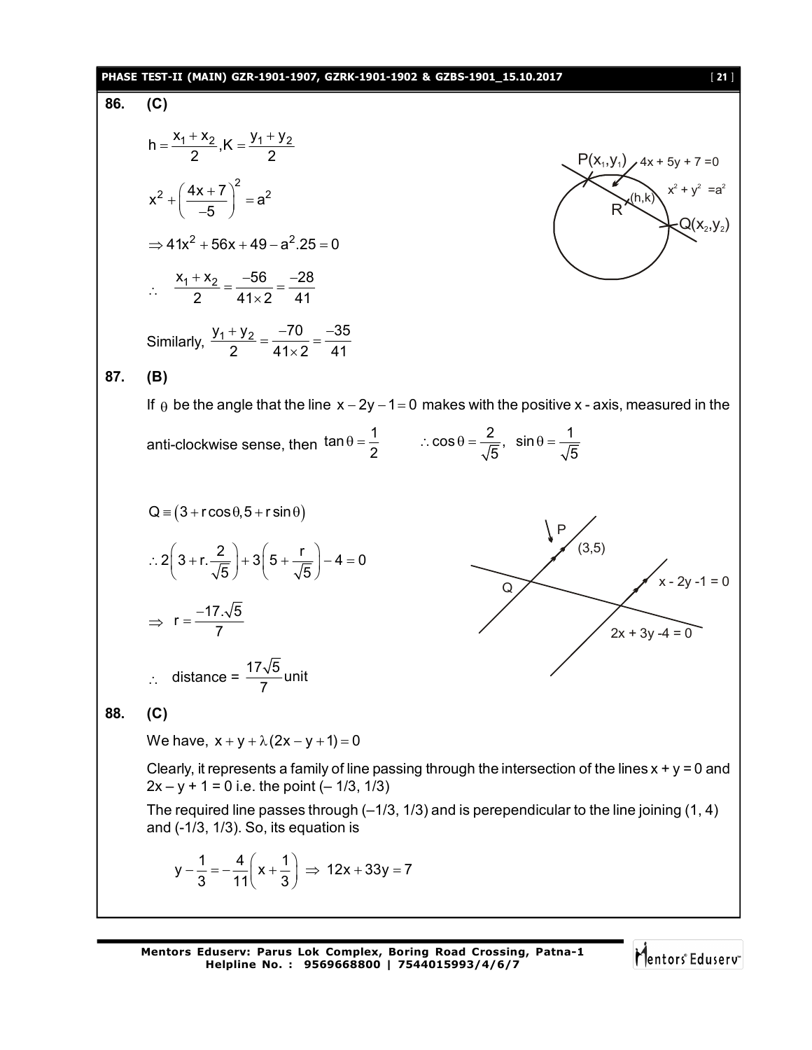**86. (C)**

$$h = \frac{x_1 + x_2}{2}, K = \frac{y_1 + y_2}{2}$$

$$x^2 + \left(\frac{4x+7}{-5}\right)^2 = a^2$$

$$\Rightarrow 41x^2 + 56x + 49 - a^2.25 = 0$$

$$\therefore \quad \frac{x_1 + x_2}{2} = \frac{-56}{41 \times 2} = \frac{-28}{41}$$

Similarly, $\frac{y_1 + y_2}{2} = \frac{-70}{41 \times 2} = \frac{-35}{41}$

P($x_1$,$y_1$) 4x + 5y + 7 = 0

$x^2 + y^2 = a^2$

R (h,k)

Q($x_2$,$y_2$)

**87. (B)**

If $\theta$ be the angle that the line $x - 2y - 1 = 0$ makes with the positive x - axis, measured in the anti-clockwise sense, then $\tan\theta = \frac{1}{2}$ $\quad \therefore \cos\theta = \frac{2}{\sqrt{5}}, \ \sin\theta = \frac{1}{\sqrt{5}}$

$$Q \equiv (3 + r\cos\theta, 5 + r\sin\theta)$$

$$\therefore 2\left(3 + r.\frac{2}{\sqrt{5}}\right) + 3\left(5 + \frac{r}{\sqrt{5}}\right) - 4 = 0$$

$$\Rightarrow \ r = \frac{-17.\sqrt{5}}{7}$$

$\therefore$ distance = $\frac{17\sqrt{5}}{7}$ unit

P

(3,5)

Q

x - 2y -1 = 0

2x + 3y -4 = 0

**88. (C)**

We have, $x + y + \lambda(2x - y + 1) = 0$

Clearly, it represents a family of line passing through the intersection of the lines x + y = 0 and 2x – y + 1 = 0 i.e. the point (– 1/3, 1/3)

The required line passes through (–1/3, 1/3) and is perependicular to the line joining (1, 4) and (-1/3, 1/3). So, its equation is

$$y - \frac{1}{3} = -\frac{4}{11}\left(x + \frac{1}{3}\right) \Rightarrow 12x + 33y = 7$$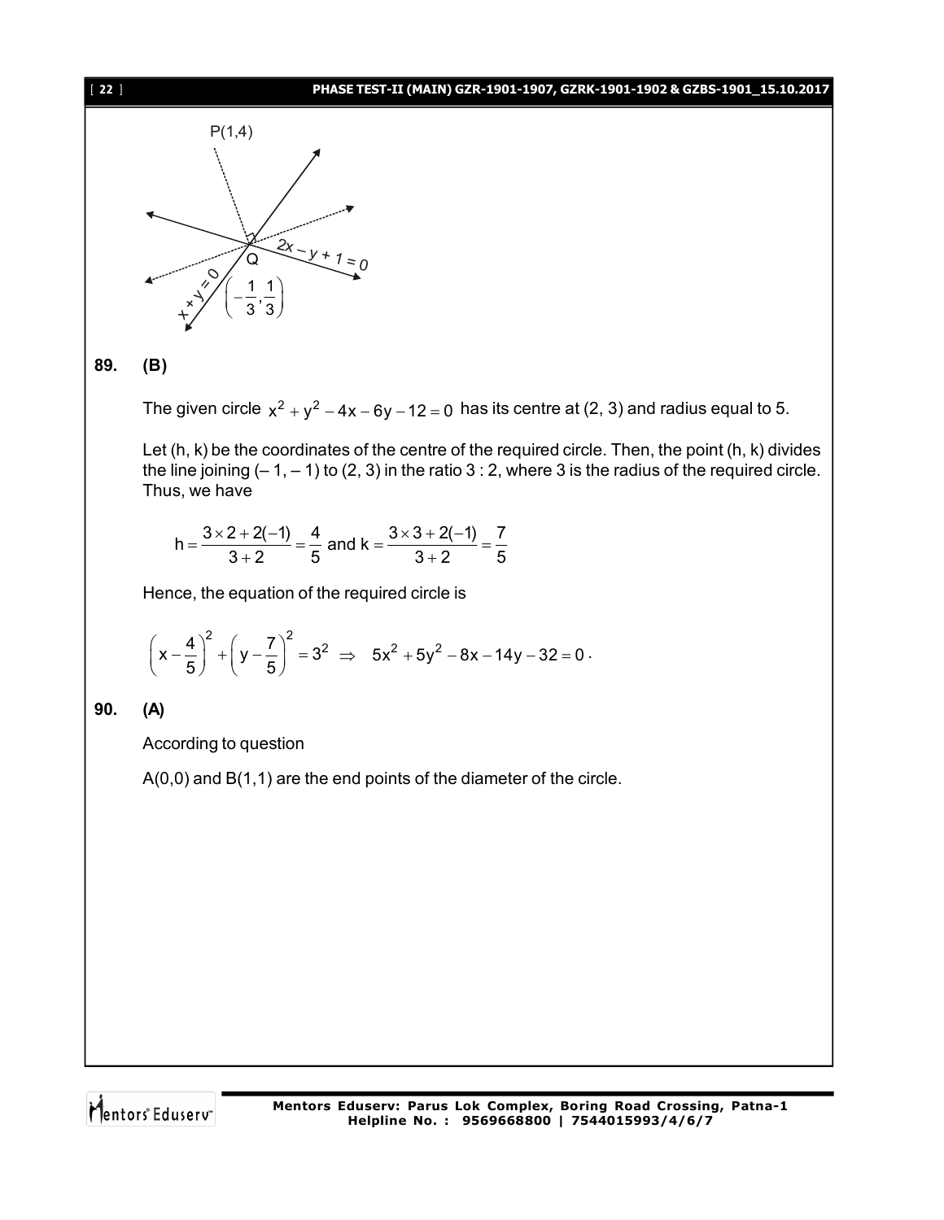P(1,4)

$2x - y + 1 = 0$

Q

$x + y = 0$

$\left(-\frac{1}{3}, \frac{1}{3}\right)$

**89. (B)**

The given circle $x^2 + y^2 - 4x - 6y - 12 = 0$ has its centre at (2, 3) and radius equal to 5.

Let (h, k) be the coordinates of the centre of the required circle. Then, the point (h, k) divides the line joining (– 1, – 1) to (2, 3) in the ratio 3 : 2, where 3 is the radius of the required circle. Thus, we have

$$h = \frac{3 \times 2 + 2(-1)}{3 + 2} = \frac{4}{5} \text{ and } k = \frac{3 \times 3 + 2(-1)}{3 + 2} = \frac{7}{5}$$

Hence, the equation of the required circle is

$$\left(x - \frac{4}{5}\right)^2 + \left(y - \frac{7}{5}\right)^2 = 3^2 \Rightarrow 5x^2 + 5y^2 - 8x - 14y - 32 = 0.$$

**90. (A)**

According to question

A(0,0) and B(1,1) are the end points of the diameter of the circle.